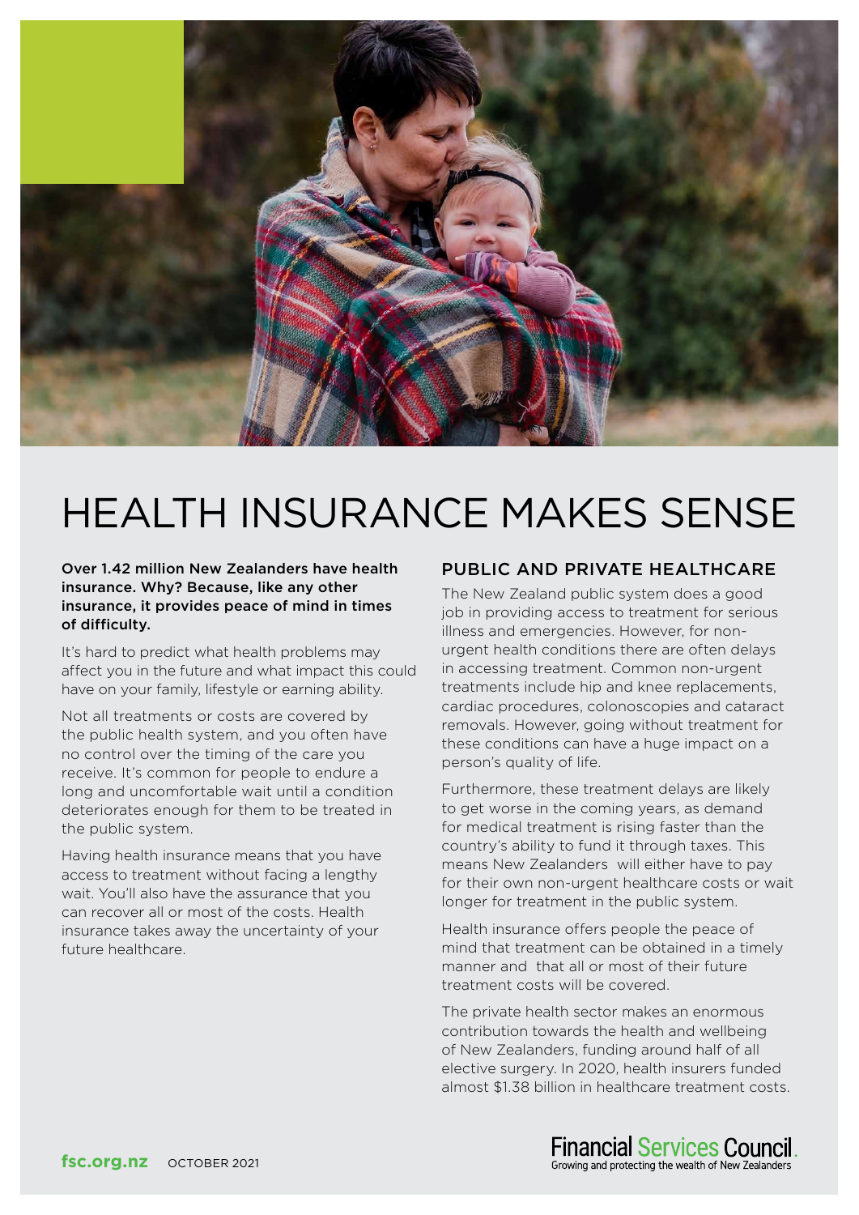# HEALTH INSURANCE MAKES SENSE

**Over 1.42 million New Zealanders have health insurance. Why? Because, like any other insurance, it provides peace of mind in times of difficulty.**

It's hard to predict what health problems may affect you in the future and what impact this could have on your family, lifestyle or earning ability.

Not all treatments or costs are covered by the public health system, and you often have no control over the timing of the care you receive. It's common for people to endure a long and uncomfortable wait until a condition deteriorates enough for them to be treated in the public system.

Having health insurance means that you have access to treatment without facing a lengthy wait. You'll also have the assurance that you can recover all or most of the costs. Health insurance takes away the uncertainty of your future healthcare.

## PUBLIC AND PRIVATE HEALTHCARE

The New Zealand public system does a good job in providing access to treatment for serious illness and emergencies. However, for non-urgent health conditions there are often delays in accessing treatment. Common non-urgent treatments include hip and knee replacements, cardiac procedures, colonoscopies and cataract removals. However, going without treatment for these conditions can have a huge impact on a person's quality of life.

Furthermore, these treatment delays are likely to get worse in the coming years, as demand for medical treatment is rising faster than the country's ability to fund it through taxes. This means New Zealanders will either have to pay for their own non-urgent healthcare costs or wait longer for treatment in the public system.

Health insurance offers people the peace of mind that treatment can be obtained in a timely manner and that all or most of their future treatment costs will be covered.

The private health sector makes an enormous contribution towards the health and wellbeing of New Zealanders, funding around half of all elective surgery. In 2020, health insurers funded almost $1.38 billion in healthcare treatment costs.

**fsc.org.nz** OCTOBER 2021

Financial Services Council
Growing and protecting the wealth of New Zealanders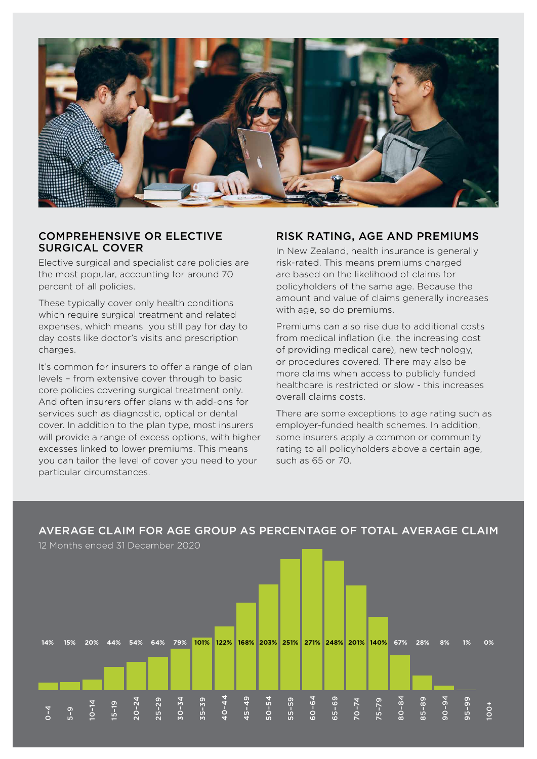## COMPREHENSIVE OR ELECTIVE SURGICAL COVER

Elective surgical and specialist care policies are the most popular, accounting for around 70 percent of all policies.

These typically cover only health conditions which require surgical treatment and related expenses, which means you still pay for day to day costs like doctor's visits and prescription charges.

It's common for insurers to offer a range of plan levels – from extensive cover through to basic core policies covering surgical treatment only. And often insurers offer plans with add-ons for services such as diagnostic, optical or dental cover. In addition to the plan type, most insurers will provide a range of excess options, with higher excesses linked to lower premiums. This means you can tailor the level of cover you need to your particular circumstances.

## RISK RATING, AGE AND PREMIUMS

In New Zealand, health insurance is generally risk-rated. This means premiums charged are based on the likelihood of claims for policyholders of the same age. Because the amount and value of claims generally increases with age, so do premiums.

Premiums can also rise due to additional costs from medical inflation (i.e. the increasing cost of providing medical care), new technology, or procedures covered. There may also be more claims when access to publicly funded healthcare is restricted or slow - this increases overall claims costs.

There are some exceptions to age rating such as employer-funded health schemes. In addition, some insurers apply a common or community rating to all policyholders above a certain age, such as 65 or 70.

## AVERAGE CLAIM FOR AGE GROUP AS PERCENTAGE OF TOTAL AVERAGE CLAIM

12 Months ended 31 December 2020

| Age group | Percentage |
|---|---|
| 0–4 | 14% |
| 5–9 | 15% |
| 10–14 | 20% |
| 15–19 | 44% |
| 20–24 | 54% |
| 25–29 | 64% |
| 30–34 | 79% |
| 35–39 | 101% |
| 40–44 | 122% |
| 45–49 | 168% |
| 50–54 | 203% |
| 55–59 | 251% |
| 60–64 | 271% |
| 65–69 | 248% |
| 70–74 | 201% |
| 75–79 | 140% |
| 80–84 | 67% |
| 85–89 | 28% |
| 90–94 | 8% |
| 95–99 | 1% |
| 100+ | 0% |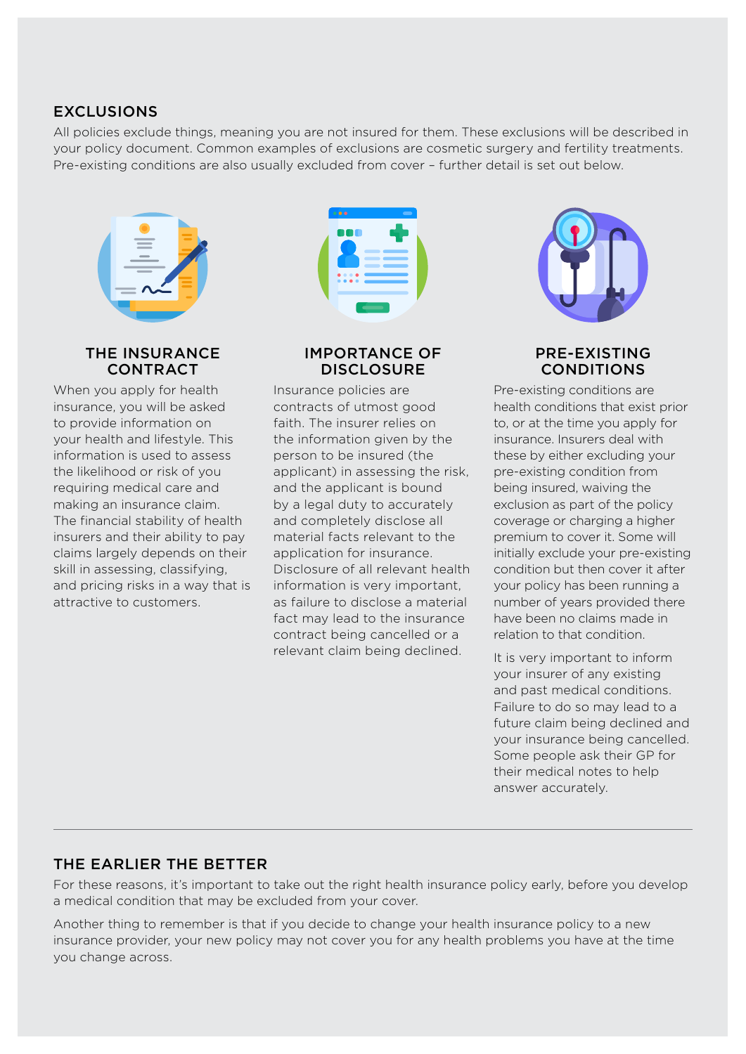## EXCLUSIONS

All policies exclude things, meaning you are not insured for them. These exclusions will be described in your policy document. Common examples of exclusions are cosmetic surgery and fertility treatments. Pre-existing conditions are also usually excluded from cover – further detail is set out below.

### THE INSURANCE CONTRACT

When you apply for health insurance, you will be asked to provide information on your health and lifestyle. This information is used to assess the likelihood or risk of you requiring medical care and making an insurance claim. The financial stability of health insurers and their ability to pay claims largely depends on their skill in assessing, classifying, and pricing risks in a way that is attractive to customers.

### IMPORTANCE OF DISCLOSURE

Insurance policies are contracts of utmost good faith. The insurer relies on the information given by the person to be insured (the applicant) in assessing the risk, and the applicant is bound by a legal duty to accurately and completely disclose all material facts relevant to the application for insurance. Disclosure of all relevant health information is very important, as failure to disclose a material fact may lead to the insurance contract being cancelled or a relevant claim being declined.

### PRE-EXISTING CONDITIONS

Pre-existing conditions are health conditions that exist prior to, or at the time you apply for insurance. Insurers deal with these by either excluding your pre-existing condition from being insured, waiving the exclusion as part of the policy coverage or charging a higher premium to cover it. Some will initially exclude your pre-existing condition but then cover it after your policy has been running a number of years provided there have been no claims made in relation to that condition.

It is very important to inform your insurer of any existing and past medical conditions. Failure to do so may lead to a future claim being declined and your insurance being cancelled. Some people ask their GP for their medical notes to help answer accurately.

---

## THE EARLIER THE BETTER

For these reasons, it's important to take out the right health insurance policy early, before you develop a medical condition that may be excluded from your cover.

Another thing to remember is that if you decide to change your health insurance policy to a new insurance provider, your new policy may not cover you for any health problems you have at the time you change across.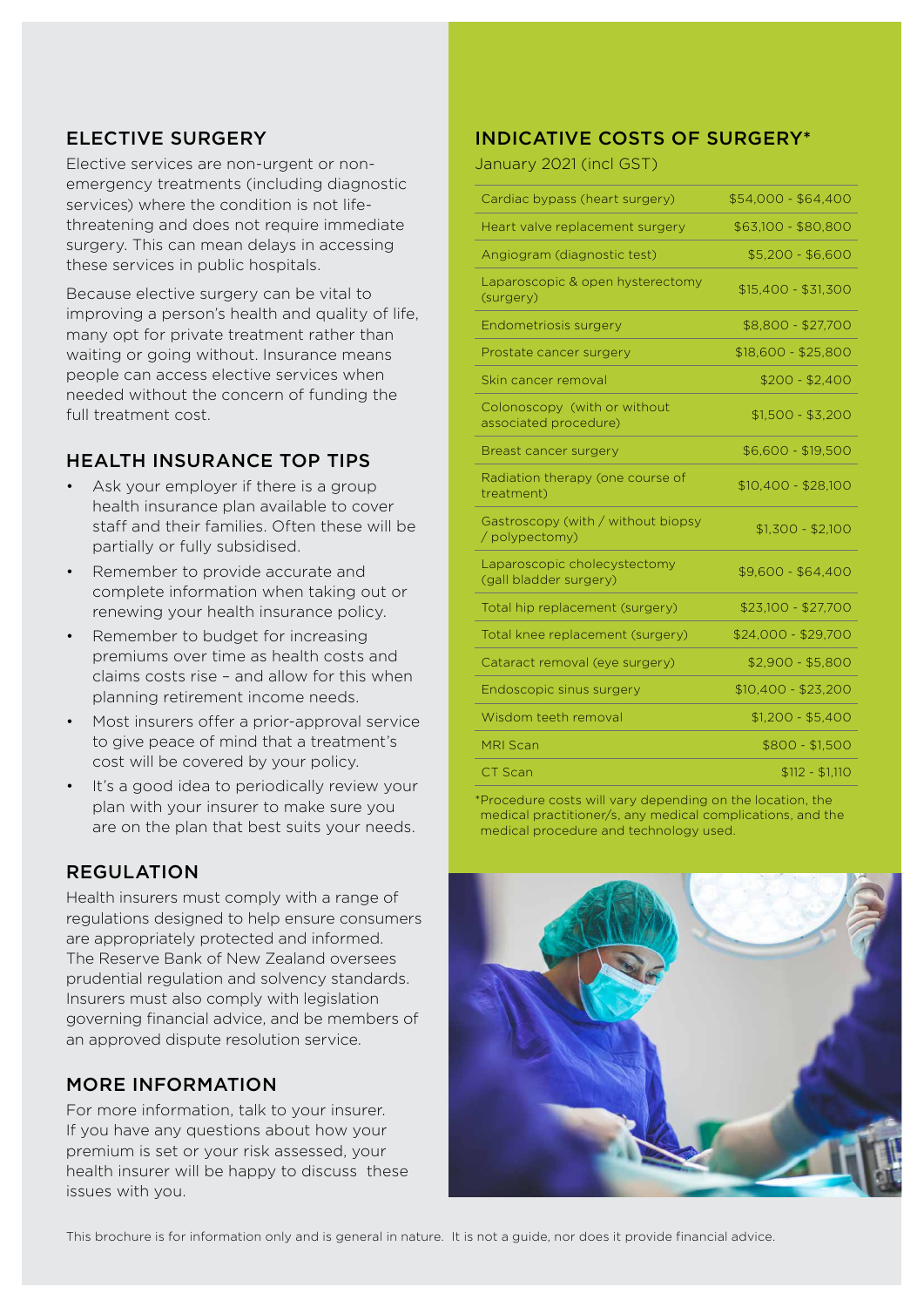## ELECTIVE SURGERY

Elective services are non-urgent or non-emergency treatments (including diagnostic services) where the condition is not life-threatening and does not require immediate surgery. This can mean delays in accessing these services in public hospitals.

Because elective surgery can be vital to improving a person's health and quality of life, many opt for private treatment rather than waiting or going without. Insurance means people can access elective services when needed without the concern of funding the full treatment cost.

## HEALTH INSURANCE TOP TIPS

- Ask your employer if there is a group health insurance plan available to cover staff and their families. Often these will be partially or fully subsidised.
- Remember to provide accurate and complete information when taking out or renewing your health insurance policy.
- Remember to budget for increasing premiums over time as health costs and claims costs rise – and allow for this when planning retirement income needs.
- Most insurers offer a prior-approval service to give peace of mind that a treatment's cost will be covered by your policy.
- It's a good idea to periodically review your plan with your insurer to make sure you are on the plan that best suits your needs.

## REGULATION

Health insurers must comply with a range of regulations designed to help ensure consumers are appropriately protected and informed. The Reserve Bank of New Zealand oversees prudential regulation and solvency standards. Insurers must also comply with legislation governing financial advice, and be members of an approved dispute resolution service.

## MORE INFORMATION

For more information, talk to your insurer. If you have any questions about how your premium is set or your risk assessed, your health insurer will be happy to discuss these issues with you.

## INDICATIVE COSTS OF SURGERY*

January 2021 (incl GST)

| | |
|---|---|
| Cardiac bypass (heart surgery) | $54,000 - $64,400 |
| Heart valve replacement surgery | $63,100 - $80,800 |
| Angiogram (diagnostic test) | $5,200 - $6,600 |
| Laparoscopic & open hysterectomy (surgery) | $15,400 - $31,300 |
| Endometriosis surgery | $8,800 - $27,700 |
| Prostate cancer surgery | $18,600 - $25,800 |
| Skin cancer removal | $200 - $2,400 |
| Colonoscopy (with or without associated procedure) | $1,500 - $3,200 |
| Breast cancer surgery | $6,600 - $19,500 |
| Radiation therapy (one course of treatment) | $10,400 - $28,100 |
| Gastroscopy (with / without biopsy / polypectomy) | $1,300 - $2,100 |
| Laparoscopic cholecystectomy (gall bladder surgery) | $9,600 - $64,400 |
| Total hip replacement (surgery) | $23,100 - $27,700 |
| Total knee replacement (surgery) | $24,000 - $29,700 |
| Cataract removal (eye surgery) | $2,900 - $5,800 |
| Endoscopic sinus surgery | $10,400 - $23,200 |
| Wisdom teeth removal | $1,200 - $5,400 |
| MRI Scan | $800 - $1,500 |
| CT Scan | $112 - $1,110 |

*Procedure costs will vary depending on the location, the medical practitioner/s, any medical complications, and the medical procedure and technology used.

This brochure is for information only and is general in nature. It is not a guide, nor does it provide financial advice.